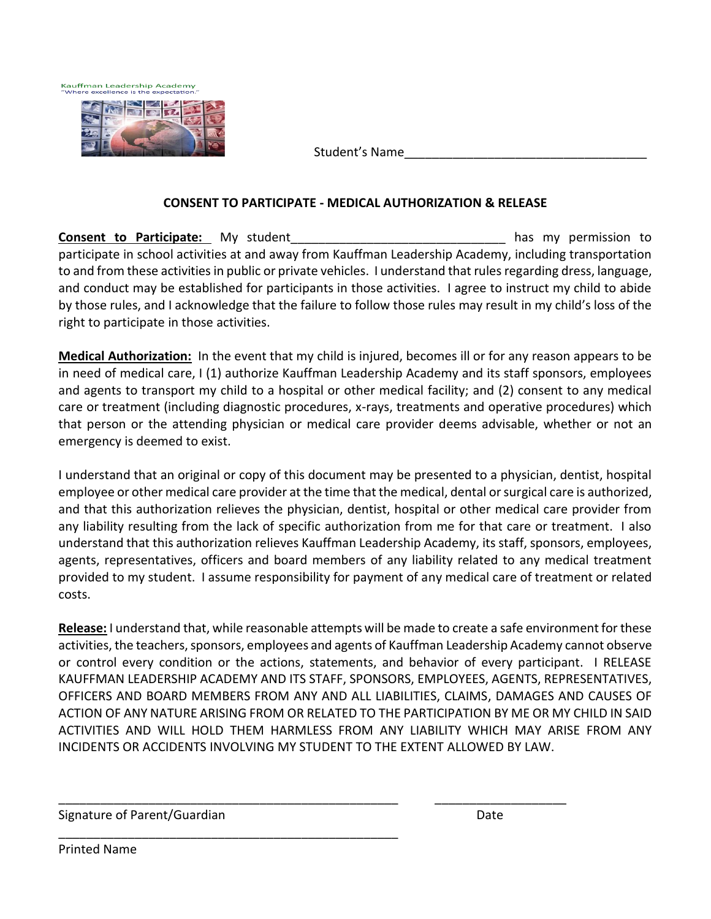Kauffman Leadership Academy
"Where excellence is the expectation."

Student's Name___________________________________

## CONSENT TO PARTICIPATE - MEDICAL AUTHORIZATION & RELEASE

**Consent to Participate:** My student______________________________ has my permission to participate in school activities at and away from Kauffman Leadership Academy, including transportation to and from these activities in public or private vehicles. I understand that rules regarding dress, language, and conduct may be established for participants in those activities. I agree to instruct my child to abide by those rules, and I acknowledge that the failure to follow those rules may result in my child's loss of the right to participate in those activities.

**Medical Authorization:** In the event that my child is injured, becomes ill or for any reason appears to be in need of medical care, I (1) authorize Kauffman Leadership Academy and its staff sponsors, employees and agents to transport my child to a hospital or other medical facility; and (2) consent to any medical care or treatment (including diagnostic procedures, x-rays, treatments and operative procedures) which that person or the attending physician or medical care provider deems advisable, whether or not an emergency is deemed to exist.

I understand that an original or copy of this document may be presented to a physician, dentist, hospital employee or other medical care provider at the time that the medical, dental or surgical care is authorized, and that this authorization relieves the physician, dentist, hospital or other medical care provider from any liability resulting from the lack of specific authorization from me for that care or treatment. I also understand that this authorization relieves Kauffman Leadership Academy, its staff, sponsors, employees, agents, representatives, officers and board members of any liability related to any medical treatment provided to my student. I assume responsibility for payment of any medical care of treatment or related costs.

**Release:** I understand that, while reasonable attempts will be made to create a safe environment for these activities, the teachers, sponsors, employees and agents of Kauffman Leadership Academy cannot observe or control every condition or the actions, statements, and behavior of every participant. I RELEASE KAUFFMAN LEADERSHIP ACADEMY AND ITS STAFF, SPONSORS, EMPLOYEES, AGENTS, REPRESENTATIVES, OFFICERS AND BOARD MEMBERS FROM ANY AND ALL LIABILITIES, CLAIMS, DAMAGES AND CAUSES OF ACTION OF ANY NATURE ARISING FROM OR RELATED TO THE PARTICIPATION BY ME OR MY CHILD IN SAID ACTIVITIES AND WILL HOLD THEM HARMLESS FROM ANY LIABILITY WHICH MAY ARISE FROM ANY INCIDENTS OR ACCIDENTS INVOLVING MY STUDENT TO THE EXTENT ALLOWED BY LAW.

__________________________________________________ ___________________

Signature of Parent/Guardian Date

__________________________________________________

Printed Name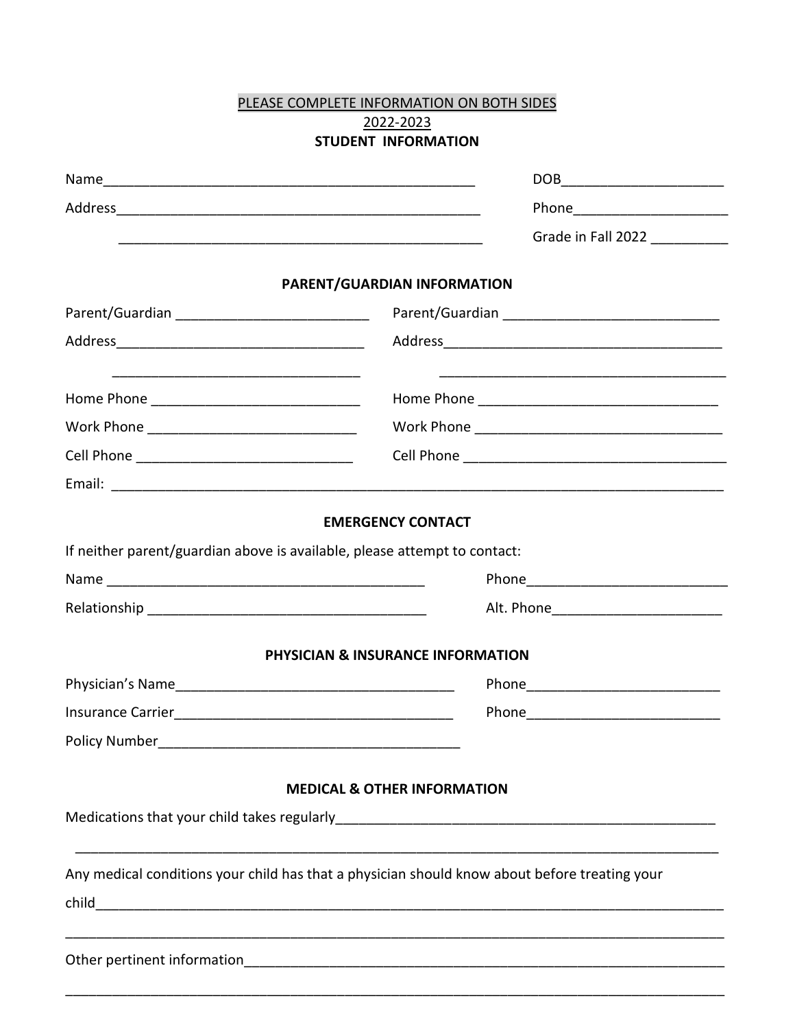PLEASE COMPLETE INFORMATION ON BOTH SIDES

2022-2023

**STUDENT INFORMATION**

Name__________________________________________________ DOB_____________________

Address_________________________________________________ Phone____________________

_________________________________________________ Grade in Fall 2022 __________

**PARENT/GUARDIAN INFORMATION**

Parent/Guardian _________________________ Parent/Guardian ____________________________

Address_________________________________ Address_____________________________________

_________________________________ ______________________________________

Home Phone ___________________________ Home Phone _______________________________

Work Phone ___________________________ Work Phone ________________________________

Cell Phone ____________________________ Cell Phone __________________________________

Email: _________________________________________________________________________________

**EMERGENCY CONTACT**

If neither parent/guardian above is available, please attempt to contact:

Name __________________________________________ Phone__________________________

Relationship _____________________________________ Alt. Phone______________________

**PHYSICIAN & INSURANCE INFORMATION**

Physician's Name____________________________________ Phone_________________________

Insurance Carrier____________________________________ Phone_________________________

Policy Number________________________________________

**MEDICAL & OTHER INFORMATION**

Medications that your child takes regularly___________________________________________________

_______________________________________________________________________________________

Any medical conditions your child has that a physician should know about before treating your child_________________________________________________________________________________

_______________________________________________________________________________________

Other pertinent information______________________________________________________________

_______________________________________________________________________________________